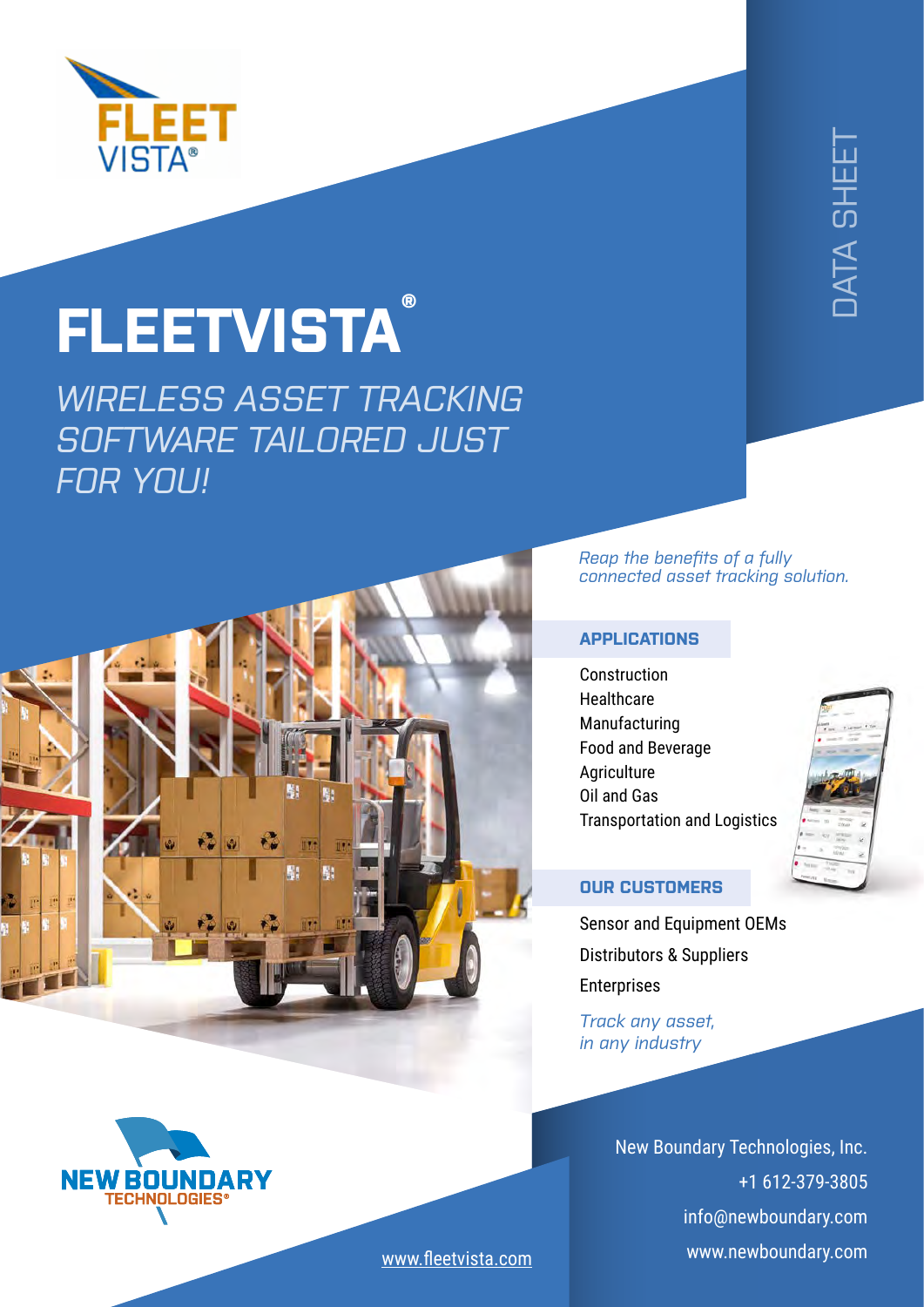DATA SHEET

# FLEETVISTA®

## *WIRELESS ASSET TRACKING SOFTWARE TAILORED JUST FOR YOU!*

*Reap the benefits of a fully connected asset tracking solution.*

### APPLICATIONS

Construction
Healthcare
Manufacturing
Food and Beverage
Agriculture
Oil and Gas
Transportation and Logistics

### OUR CUSTOMERS

Sensor and Equipment OEMs
Distributors & Suppliers
Enterprises

*Track any asset, in any industry*

New Boundary Technologies, Inc.
+1 612-379-3805
info@newboundary.com
www.newboundary.com

www.fleetvista.com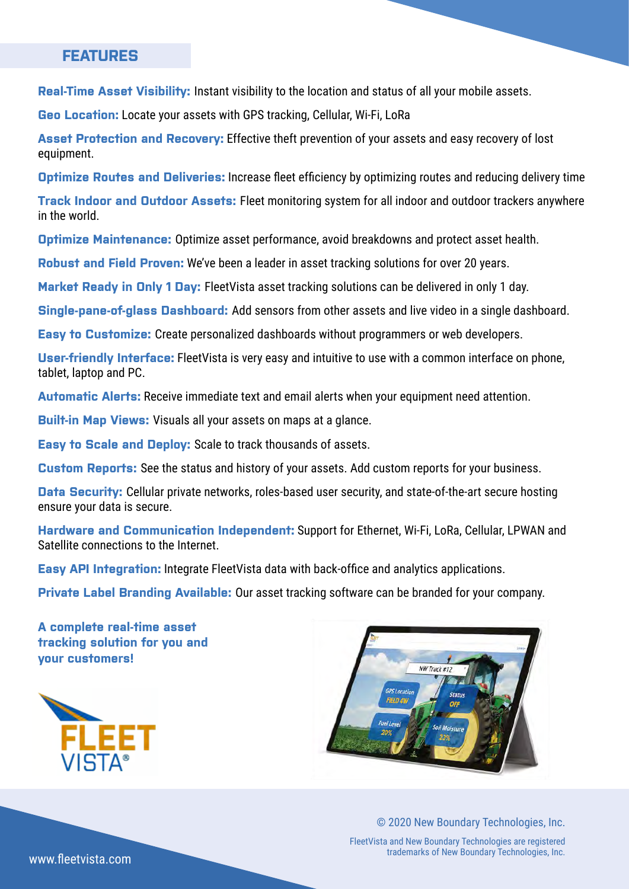## FEATURES

**Real-Time Asset Visibility:** Instant visibility to the location and status of all your mobile assets.

**Geo Location:** Locate your assets with GPS tracking, Cellular, Wi-Fi, LoRa

**Asset Protection and Recovery:** Effective theft prevention of your assets and easy recovery of lost equipment.

**Optimize Routes and Deliveries:** Increase fleet efficiency by optimizing routes and reducing delivery time

**Track Indoor and Outdoor Assets:** Fleet monitoring system for all indoor and outdoor trackers anywhere in the world.

**Optimize Maintenance:** Optimize asset performance, avoid breakdowns and protect asset health.

**Robust and Field Proven:** We've been a leader in asset tracking solutions for over 20 years.

**Market Ready in Only 1 Day:** FleetVista asset tracking solutions can be delivered in only 1 day.

**Single-pane-of-glass Dashboard:** Add sensors from other assets and live video in a single dashboard.

**Easy to Customize:** Create personalized dashboards without programmers or web developers.

**User-friendly Interface:** FleetVista is very easy and intuitive to use with a common interface on phone, tablet, laptop and PC.

**Automatic Alerts:** Receive immediate text and email alerts when your equipment need attention.

**Built-in Map Views:** Visuals all your assets on maps at a glance.

**Easy to Scale and Deploy:** Scale to track thousands of assets.

**Custom Reports:** See the status and history of your assets. Add custom reports for your business.

**Data Security:** Cellular private networks, roles-based user security, and state-of-the-art secure hosting ensure your data is secure.

**Hardware and Communication Independent:** Support for Ethernet, Wi-Fi, LoRa, Cellular, LPWAN and Satellite connections to the Internet.

**Easy API Integration:** Integrate FleetVista data with back-office and analytics applications.

**Private Label Branding Available:** Our asset tracking software can be branded for your company.

**A complete real-time asset tracking solution for you and your customers!**

FLEET VISTA®

© 2020 New Boundary Technologies, Inc.

FleetVista and New Boundary Technologies are registered trademarks of New Boundary Technologies, Inc.

www.fleetvista.com